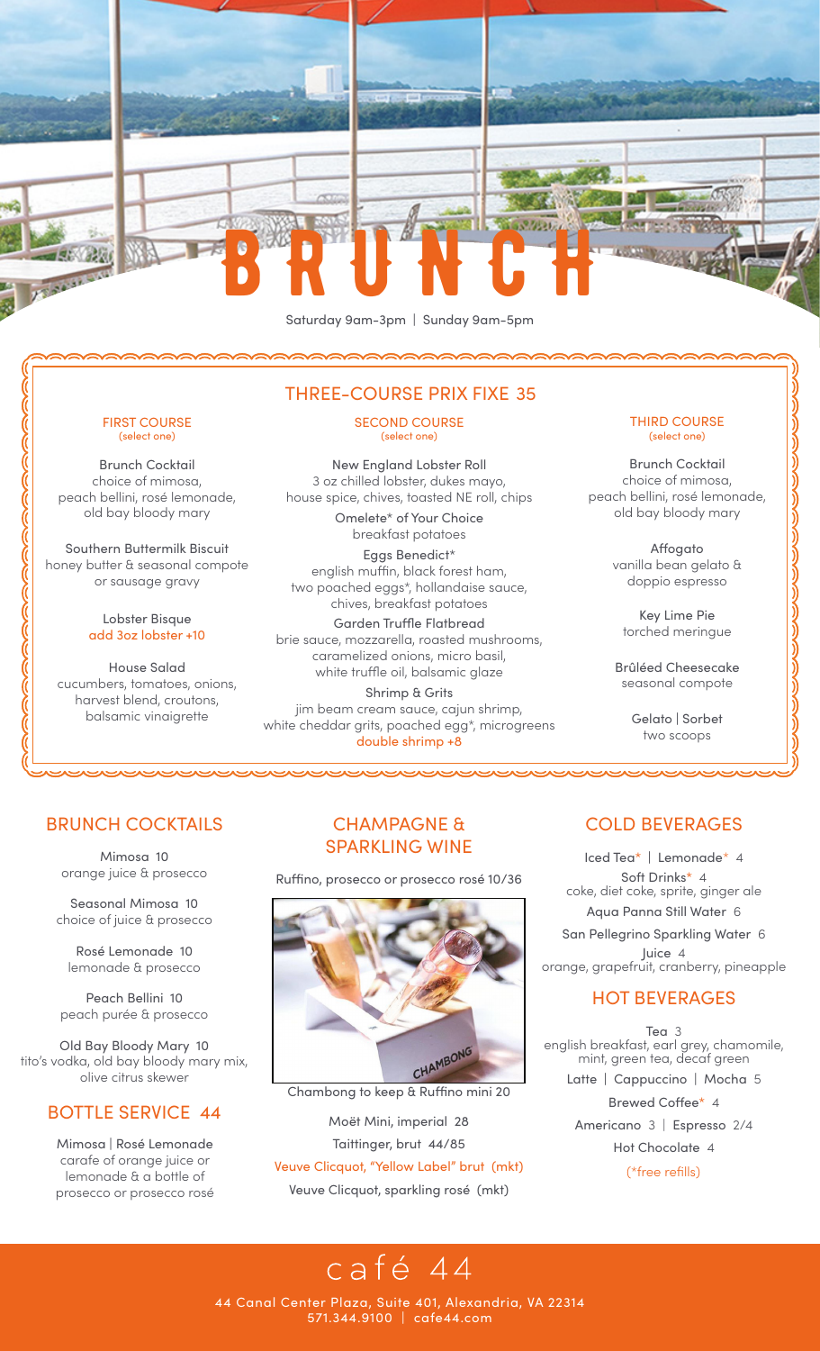# BRUNCH

Saturday 9am-3pm | Sunday 9am-5pm

## THREE-COURSE PRIX FIXE 35

### FIRST COURSE
(select one)

**Brunch Cocktail**
choice of mimosa, peach bellini, rosé lemonade, old bay bloody mary

**Southern Buttermilk Biscuit**
honey butter & seasonal compote or sausage gravy

**Lobster Bisque**
add 3oz lobster +10

**House Salad**
cucumbers, tomatoes, onions, harvest blend, croutons, balsamic vinaigrette

### SECOND COURSE
(select one)

**New England Lobster Roll**
3 oz chilled lobster, dukes mayo, house spice, chives, toasted NE roll, chips

**Omelete* of Your Choice**
breakfast potatoes

**Eggs Benedict***
english muffin, black forest ham, two poached eggs*, hollandaise sauce, chives, breakfast potatoes

**Garden Truffle Flatbread**
brie sauce, mozzarella, roasted mushrooms, caramelized onions, micro basil, white truffle oil, balsamic glaze

**Shrimp & Grits**
jim beam cream sauce, cajun shrimp, white cheddar grits, poached egg*, microgreens
double shrimp +8

### THIRD COURSE
(select one)

**Brunch Cocktail**
choice of mimosa, peach bellini, rosé lemonade, old bay bloody mary

**Affogato**
vanilla bean gelato & doppio espresso

**Key Lime Pie**
torched meringue

**Brûléed Cheesecake**
seasonal compote

**Gelato | Sorbet**
two scoops

## BRUNCH COCKTAILS

**Mimosa** 10
orange juice & prosecco

**Seasonal Mimosa** 10
choice of juice & prosecco

**Rosé Lemonade** 10
lemonade & prosecco

**Peach Bellini** 10
peach purée & prosecco

**Old Bay Bloody Mary** 10
tito's vodka, old bay bloody mary mix, olive citrus skewer

## BOTTLE SERVICE 44

**Mimosa | Rosé Lemonade**
carafe of orange juice or lemonade & a bottle of prosecco or prosecco rosé

## CHAMPAGNE & SPARKLING WINE

Ruffino, prosecco or prosecco rosé 10/36

Chambong to keep & Ruffino mini 20

Moët Mini, imperial 28

Taittinger, brut 44/85

Veuve Clicquot, "Yellow Label" brut (mkt)

Veuve Clicquot, sparkling rosé (mkt)

## COLD BEVERAGES

Iced Tea* | Lemonade* 4

Soft Drinks* 4
coke, diet coke, sprite, ginger ale

Aqua Panna Still Water 6

San Pellegrino Sparkling Water 6

Juice 4
orange, grapefruit, cranberry, pineapple

## HOT BEVERAGES

Tea 3
english breakfast, earl grey, chamomile, mint, green tea, decaf green

Latte | Cappuccino | Mocha 5

Brewed Coffee* 4

Americano 3 | Espresso 2/4

Hot Chocolate 4

(*free refills)

# café 44

44 Canal Center Plaza, Suite 401, Alexandria, VA 22314
571.344.9100 | cafe44.com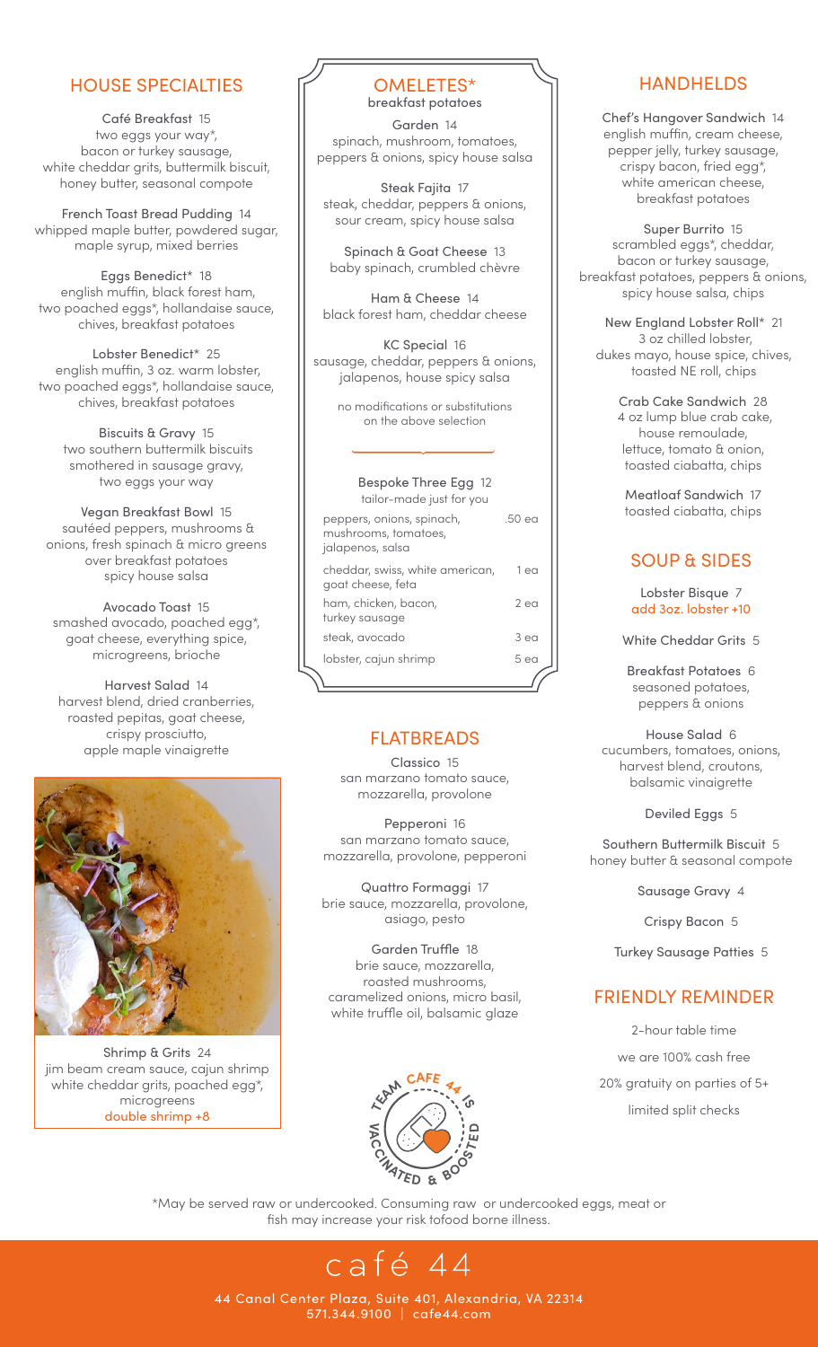## HOUSE SPECIALTIES

**Café Breakfast** 15
two eggs your way*,
bacon or turkey sausage,
white cheddar grits, buttermilk biscuit,
honey butter, seasonal compote

**French Toast Bread Pudding** 14
whipped maple butter, powdered sugar,
maple syrup, mixed berries

**Eggs Benedict*** 18
english muffin, black forest ham,
two poached eggs*, hollandaise sauce,
chives, breakfast potatoes

**Lobster Benedict*** 25
english muffin, 3 oz. warm lobster,
two poached eggs*, hollandaise sauce,
chives, breakfast potatoes

**Biscuits & Gravy** 15
two southern buttermilk biscuits
smothered in sausage gravy,
two eggs your way

**Vegan Breakfast Bowl** 15
sautéed peppers, mushrooms &
onions, fresh spinach & micro greens
over breakfast potatoes
spicy house salsa

**Avocado Toast** 15
smashed avocado, poached egg*,
goat cheese, everything spice,
microgreens, brioche

**Harvest Salad** 14
harvest blend, dried cranberries,
roasted pepitas, goat cheese,
crispy prosciutto,
apple maple vinaigrette

**Shrimp & Grits** 24
jim beam cream sauce, cajun shrimp
white cheddar grits, poached egg*,
microgreens
double shrimp +8

## OMELETES*

breakfast potatoes

**Garden** 14
spinach, mushroom, tomatoes,
peppers & onions, spicy house salsa

**Steak Fajita** 17
steak, cheddar, peppers & onions,
sour cream, spicy house salsa

**Spinach & Goat Cheese** 13
baby spinach, crumbled chèvre

**Ham & Cheese** 14
black forest ham, cheddar cheese

**KC Special** 16
sausage, cheddar, peppers & onions,
jalapenos, house spicy salsa

no modifications or substitutions
on the above selection

**Bespoke Three Egg** 12
tailor-made just for you

| | |
|---|---|
| peppers, onions, spinach, mushrooms, tomatoes, jalapenos, salsa | .50 ea |
| cheddar, swiss, white american, goat cheese, feta | 1 ea |
| ham, chicken, bacon, turkey sausage | 2 ea |
| steak, avocado | 3 ea |
| lobster, cajun shrimp | 5 ea |

## FLATBREADS

**Classico** 15
san marzano tomato sauce,
mozzarella, provolone

**Pepperoni** 16
san marzano tomato sauce,
mozzarella, provolone, pepperoni

**Quattro Formaggi** 17
brie sauce, mozzarella, provolone,
asiago, pesto

**Garden Truffle** 18
brie sauce, mozzarella,
roasted mushrooms,
caramelized onions, micro basil,
white truffle oil, balsamic glaze

TEAM CAFE 44 IS VACCINATED & BOOSTED

## HANDHELDS

**Chef's Hangover Sandwich** 14
english muffin, cream cheese,
pepper jelly, turkey sausage,
crispy bacon, fried egg*,
white american cheese,
breakfast potatoes

**Super Burrito** 15
scrambled eggs*, cheddar,
bacon or turkey sausage,
breakfast potatoes, peppers & onions,
spicy house salsa, chips

**New England Lobster Roll*** 21
3 oz chilled lobster,
dukes mayo, house spice, chives,
toasted NE roll, chips

**Crab Cake Sandwich** 28
4 oz lump blue crab cake,
house remoulade,
lettuce, tomato & onion,
toasted ciabatta, chips

**Meatloaf Sandwich** 17
toasted ciabatta, chips

## SOUP & SIDES

**Lobster Bisque** 7
add 3oz. lobster +10

**White Cheddar Grits** 5

**Breakfast Potatoes** 6
seasoned potatoes,
peppers & onions

**House Salad** 6
cucumbers, tomatoes, onions,
harvest blend, croutons,
balsamic vinaigrette

**Deviled Eggs** 5

**Southern Buttermilk Biscuit** 5
honey butter & seasonal compote

**Sausage Gravy** 4

**Crispy Bacon** 5

**Turkey Sausage Patties** 5

## FRIENDLY REMINDER

2-hour table time

we are 100% cash free

20% gratuity on parties of 5+

limited split checks

*May be served raw or undercooked. Consuming raw or undercooked eggs, meat or fish may increase your risk tofood borne illness.

# café 44

44 Canal Center Plaza, Suite 401, Alexandria, VA 22314
571.344.9100 | cafe44.com